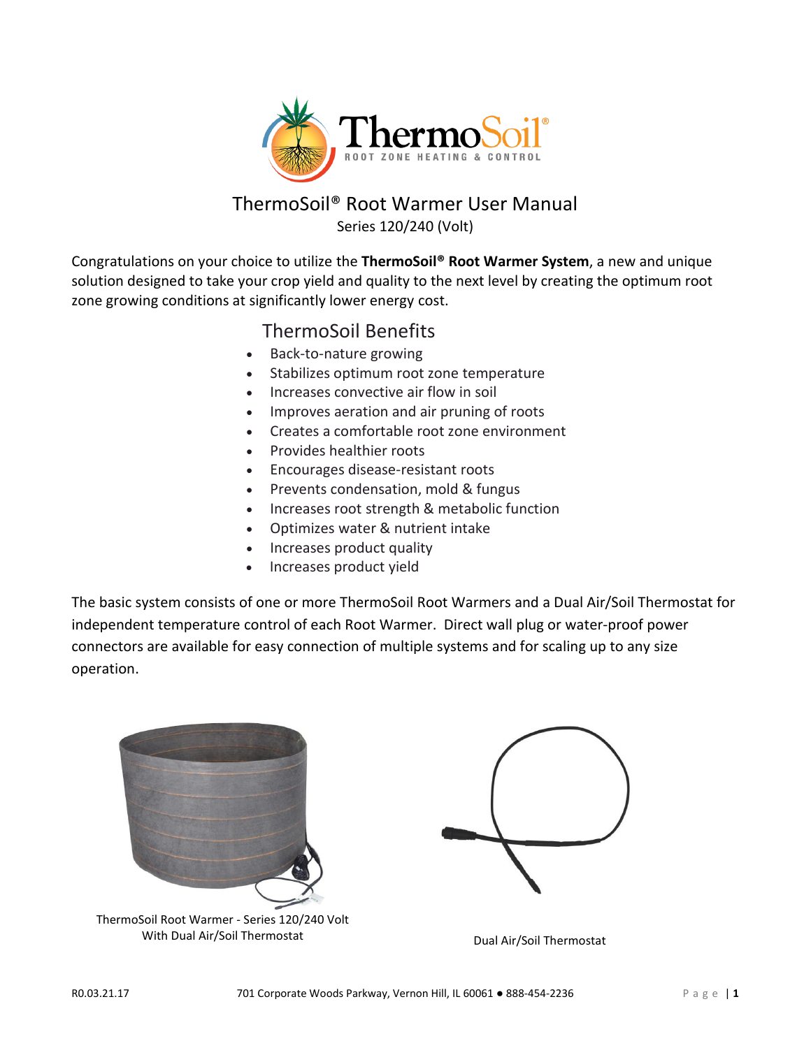# ThermoSoil® Root Warmer User Manual

Series 120/240 (Volt)

Congratulations on your choice to utilize the **ThermoSoil® Root Warmer System**, a new and unique solution designed to take your crop yield and quality to the next level by creating the optimum root zone growing conditions at significantly lower energy cost.

## ThermoSoil Benefits

- Back-to-nature growing
- Stabilizes optimum root zone temperature
- Increases convective air flow in soil
- Improves aeration and air pruning of roots
- Creates a comfortable root zone environment
- Provides healthier roots
- Encourages disease-resistant roots
- Prevents condensation, mold & fungus
- Increases root strength & metabolic function
- Optimizes water & nutrient intake
- Increases product quality
- Increases product yield

The basic system consists of one or more ThermoSoil Root Warmers and a Dual Air/Soil Thermostat for independent temperature control of each Root Warmer. Direct wall plug or water-proof power connectors are available for easy connection of multiple systems and for scaling up to any size operation.

ThermoSoil Root Warmer - Series 120/240 Volt
With Dual Air/Soil Thermostat

Dual Air/Soil Thermostat

R0.03.21.17 701 Corporate Woods Parkway, Vernon Hill, IL 60061 ● 888-454-2236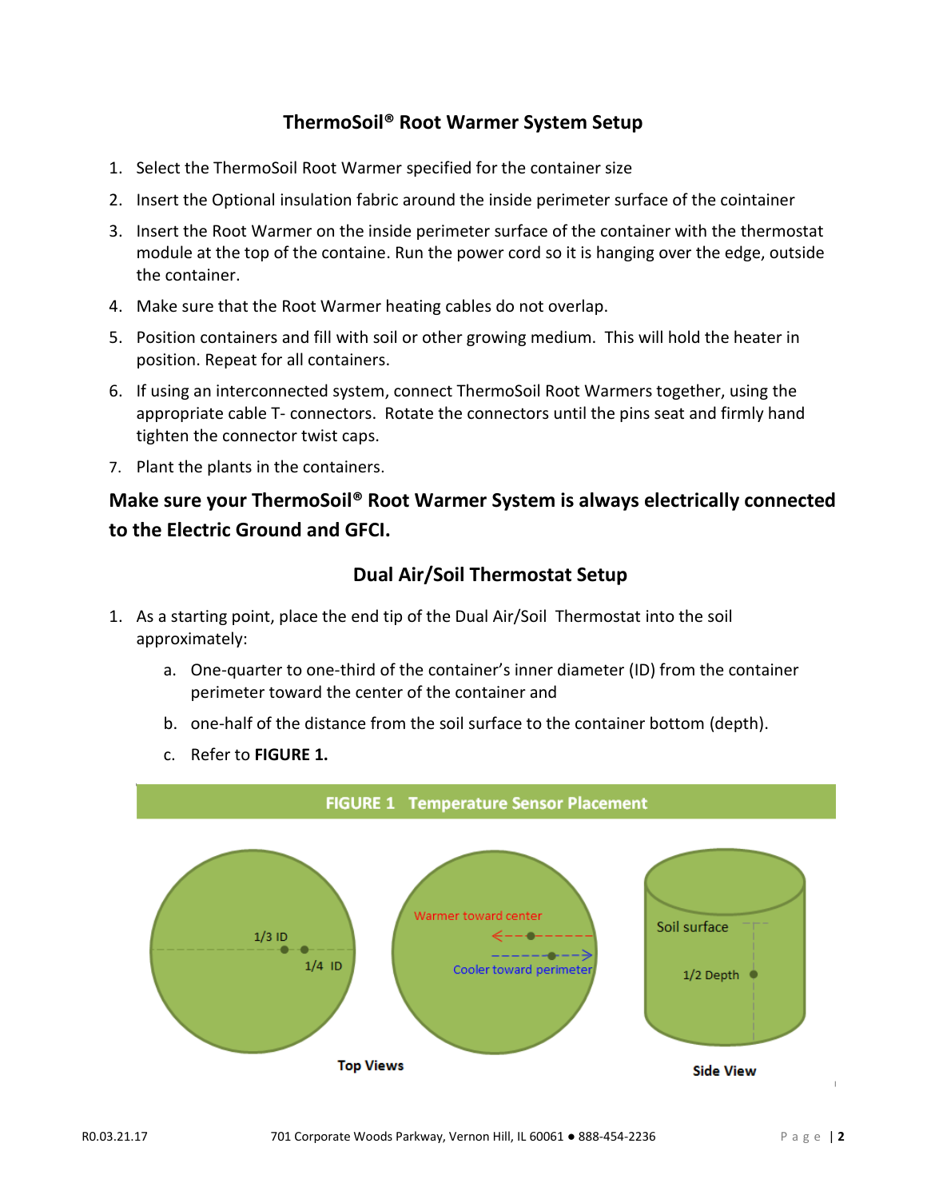## ThermoSoil® Root Warmer System Setup

1. Select the ThermoSoil Root Warmer specified for the container size
2. Insert the Optional insulation fabric around the inside perimeter surface of the cointainer
3. Insert the Root Warmer on the inside perimeter surface of the container with the thermostat module at the top of the containe. Run the power cord so it is hanging over the edge, outside the container.
4. Make sure that the Root Warmer heating cables do not overlap.
5. Position containers and fill with soil or other growing medium. This will hold the heater in position. Repeat for all containers.
6. If using an interconnected system, connect ThermoSoil Root Warmers together, using the appropriate cable T- connectors. Rotate the connectors until the pins seat and firmly hand tighten the connector twist caps.
7. Plant the plants in the containers.

### Make sure your ThermoSoil® Root Warmer System is always electrically connected to the Electric Ground and GFCI.

## Dual Air/Soil Thermostat Setup

1. As a starting point, place the end tip of the Dual Air/Soil Thermostat into the soil approximately:
   a. One-quarter to one-third of the container's inner diameter (ID) from the container perimeter toward the center of the container and
   b. one-half of the distance from the soil surface to the container bottom (depth).
   c. Refer to **FIGURE 1.**

**FIGURE 1 Temperature Sensor Placement**

1/3 ID | 1/4 ID | Warmer toward center | Cooler toward perimeter | Soil surface | 1/2 Depth

Top Views | Side View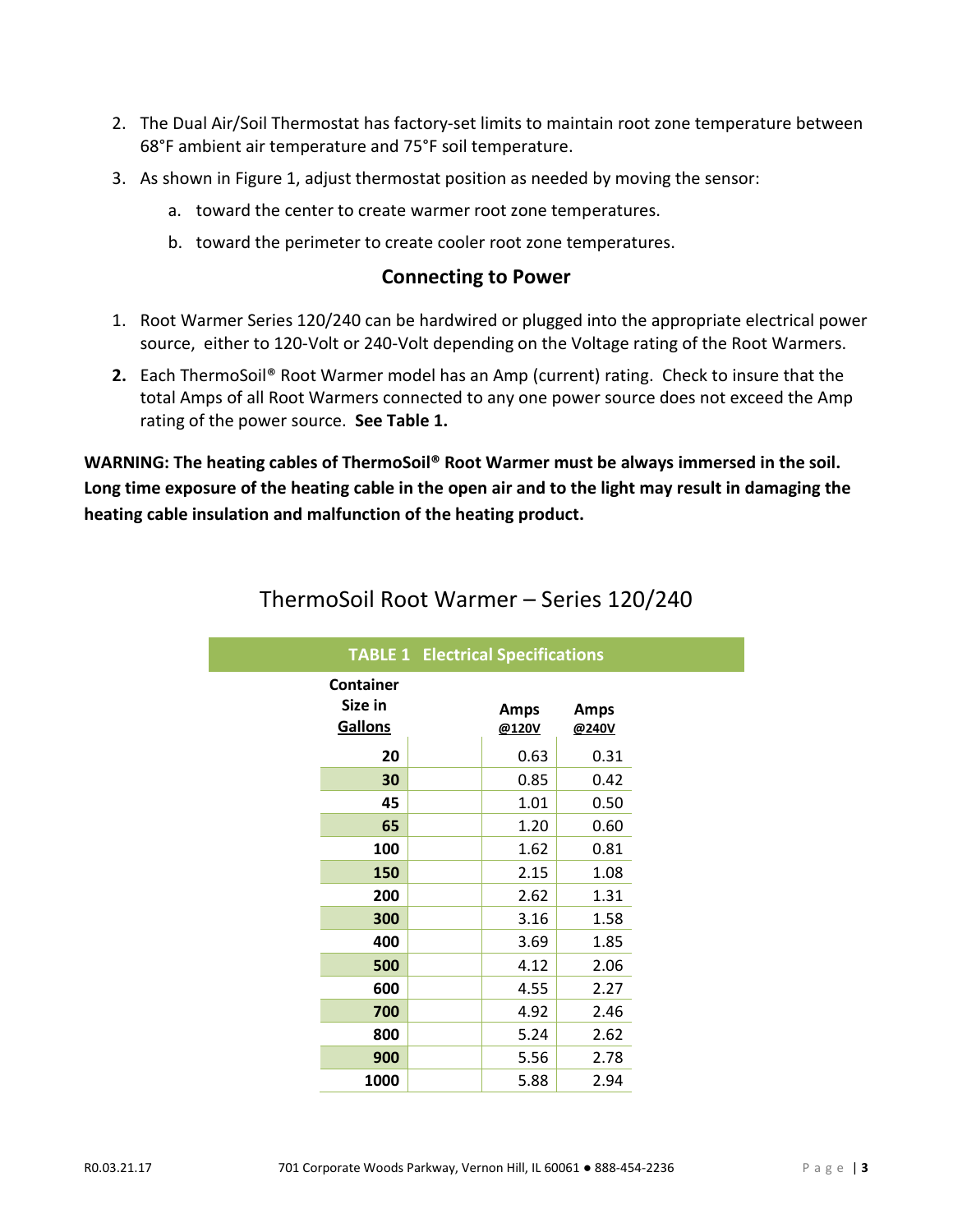2. The Dual Air/Soil Thermostat has factory-set limits to maintain root zone temperature between 68°F ambient air temperature and 75°F soil temperature.
3. As shown in Figure 1, adjust thermostat position as needed by moving the sensor:
    a. toward the center to create warmer root zone temperatures.
    b. toward the perimeter to create cooler root zone temperatures.

## Connecting to Power

1. Root Warmer Series 120/240 can be hardwired or plugged into the appropriate electrical power source, either to 120-Volt or 240-Volt depending on the Voltage rating of the Root Warmers.
2. Each ThermoSoil® Root Warmer model has an Amp (current) rating. Check to insure that the total Amps of all Root Warmers connected to any one power source does not exceed the Amp rating of the power source. **See Table 1.**

**WARNING: The heating cables of ThermoSoil® Root Warmer must be always immersed in the soil. Long time exposure of the heating cable in the open air and to the light may result in damaging the heating cable insulation and malfunction of the heating product.**

## ThermoSoil Root Warmer – Series 120/240

**TABLE 1 Electrical Specifications**

| Container Size in Gallons | | Amps @120V | Amps @240V |
|---|---|---|---|
| 20 | | 0.63 | 0.31 |
| 30 | | 0.85 | 0.42 |
| 45 | | 1.01 | 0.50 |
| 65 | | 1.20 | 0.60 |
| 100 | | 1.62 | 0.81 |
| 150 | | 2.15 | 1.08 |
| 200 | | 2.62 | 1.31 |
| 300 | | 3.16 | 1.58 |
| 400 | | 3.69 | 1.85 |
| 500 | | 4.12 | 2.06 |
| 600 | | 4.55 | 2.27 |
| 700 | | 4.92 | 2.46 |
| 800 | | 5.24 | 2.62 |
| 900 | | 5.56 | 2.78 |
| 1000 | | 5.88 | 2.94 |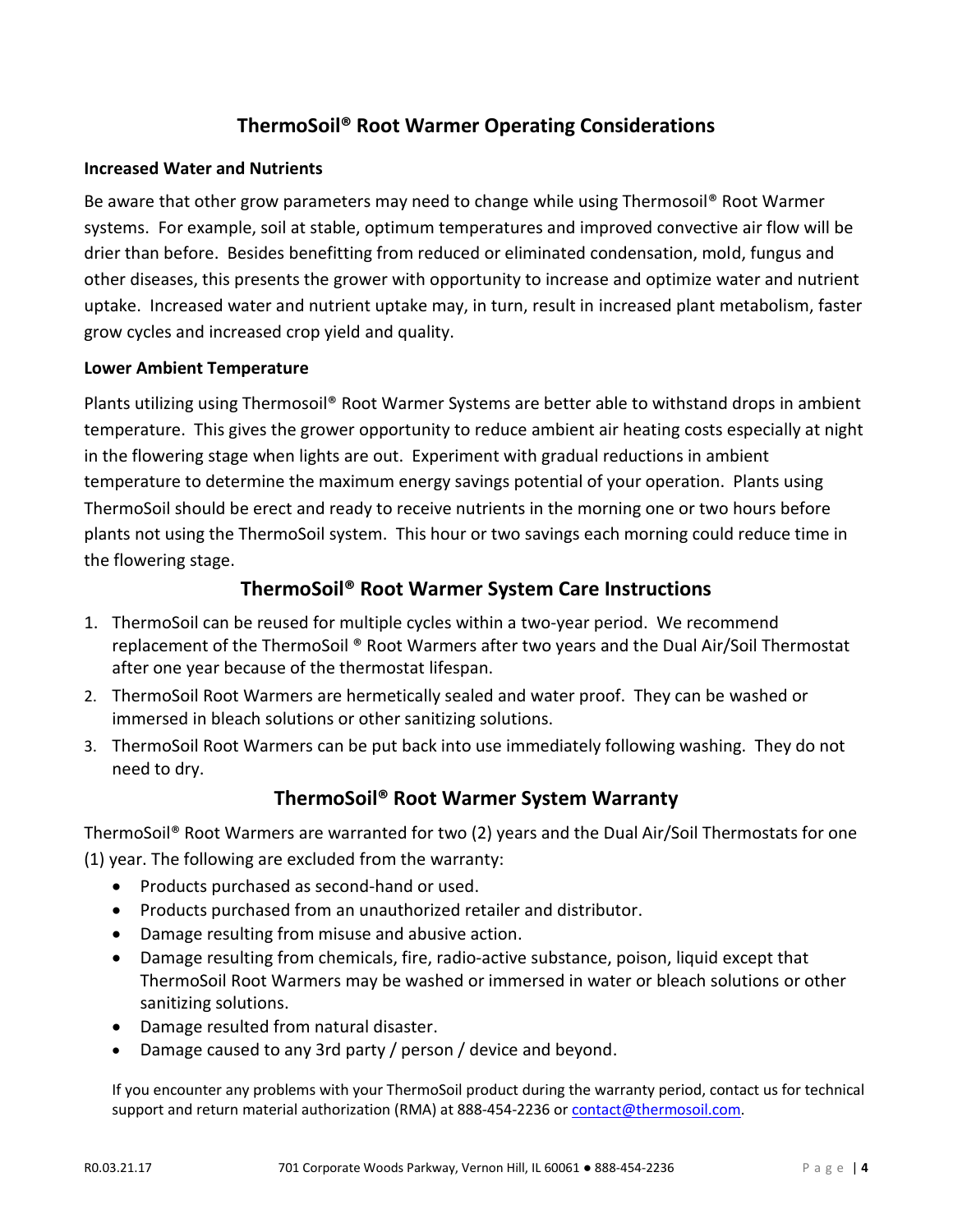## ThermoSoil® Root Warmer Operating Considerations

**Increased Water and Nutrients**

Be aware that other grow parameters may need to change while using Thermosoil® Root Warmer systems. For example, soil at stable, optimum temperatures and improved convective air flow will be drier than before. Besides benefitting from reduced or eliminated condensation, mold, fungus and other diseases, this presents the grower with opportunity to increase and optimize water and nutrient uptake. Increased water and nutrient uptake may, in turn, result in increased plant metabolism, faster grow cycles and increased crop yield and quality.

**Lower Ambient Temperature**

Plants utilizing using Thermosoil® Root Warmer Systems are better able to withstand drops in ambient temperature. This gives the grower opportunity to reduce ambient air heating costs especially at night in the flowering stage when lights are out. Experiment with gradual reductions in ambient temperature to determine the maximum energy savings potential of your operation. Plants using ThermoSoil should be erect and ready to receive nutrients in the morning one or two hours before plants not using the ThermoSoil system. This hour or two savings each morning could reduce time in the flowering stage.

## ThermoSoil® Root Warmer System Care Instructions

1. ThermoSoil can be reused for multiple cycles within a two-year period. We recommend replacement of the ThermoSoil ® Root Warmers after two years and the Dual Air/Soil Thermostat after one year because of the thermostat lifespan.
2. ThermoSoil Root Warmers are hermetically sealed and water proof. They can be washed or immersed in bleach solutions or other sanitizing solutions.
3. ThermoSoil Root Warmers can be put back into use immediately following washing. They do not need to dry.

## ThermoSoil® Root Warmer System Warranty

ThermoSoil® Root Warmers are warranted for two (2) years and the Dual Air/Soil Thermostats for one (1) year. The following are excluded from the warranty:

- Products purchased as second-hand or used.
- Products purchased from an unauthorized retailer and distributor.
- Damage resulting from misuse and abusive action.
- Damage resulting from chemicals, fire, radio-active substance, poison, liquid except that ThermoSoil Root Warmers may be washed or immersed in water or bleach solutions or other sanitizing solutions.
- Damage resulted from natural disaster.
- Damage caused to any 3rd party / person / device and beyond.

If you encounter any problems with your ThermoSoil product during the warranty period, contact us for technical support and return material authorization (RMA) at 888-454-2236 or contact@thermosoil.com.